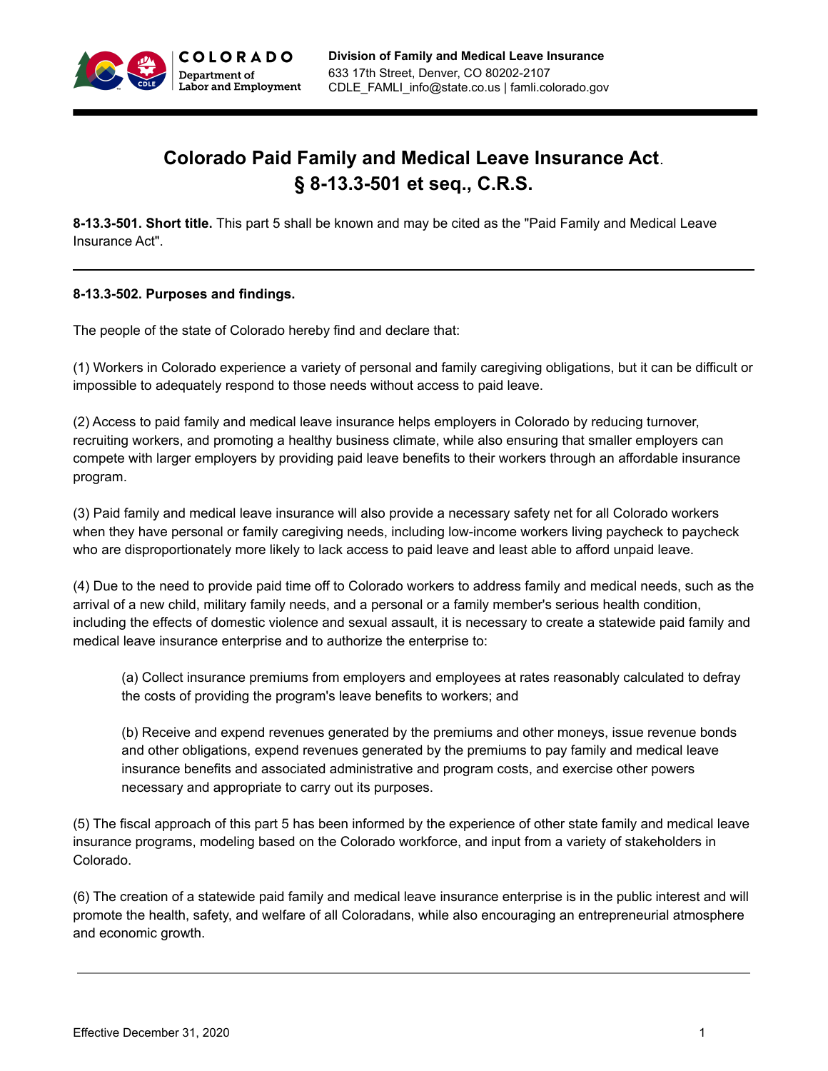# Colorado Paid Family and Medical Leave Insurance Act. § 8-13.3-501 et seq., C.R.S.

**8-13.3-501. Short title.** This part 5 shall be known and may be cited as the "Paid Family and Medical Leave Insurance Act".

---

**8-13.3-502. Purposes and findings.**

The people of the state of Colorado hereby find and declare that:

(1) Workers in Colorado experience a variety of personal and family caregiving obligations, but it can be difficult or impossible to adequately respond to those needs without access to paid leave.

(2) Access to paid family and medical leave insurance helps employers in Colorado by reducing turnover, recruiting workers, and promoting a healthy business climate, while also ensuring that smaller employers can compete with larger employers by providing paid leave benefits to their workers through an affordable insurance program.

(3) Paid family and medical leave insurance will also provide a necessary safety net for all Colorado workers when they have personal or family caregiving needs, including low-income workers living paycheck to paycheck who are disproportionately more likely to lack access to paid leave and least able to afford unpaid leave.

(4) Due to the need to provide paid time off to Colorado workers to address family and medical needs, such as the arrival of a new child, military family needs, and a personal or a family member's serious health condition, including the effects of domestic violence and sexual assault, it is necessary to create a statewide paid family and medical leave insurance enterprise and to authorize the enterprise to:

> (a) Collect insurance premiums from employers and employees at rates reasonably calculated to defray the costs of providing the program's leave benefits to workers; and
>
> (b) Receive and expend revenues generated by the premiums and other moneys, issue revenue bonds and other obligations, expend revenues generated by the premiums to pay family and medical leave insurance benefits and associated administrative and program costs, and exercise other powers necessary and appropriate to carry out its purposes.

(5) The fiscal approach of this part 5 has been informed by the experience of other state family and medical leave insurance programs, modeling based on the Colorado workforce, and input from a variety of stakeholders in Colorado.

(6) The creation of a statewide paid family and medical leave insurance enterprise is in the public interest and will promote the health, safety, and welfare of all Coloradans, while also encouraging an entrepreneurial atmosphere and economic growth.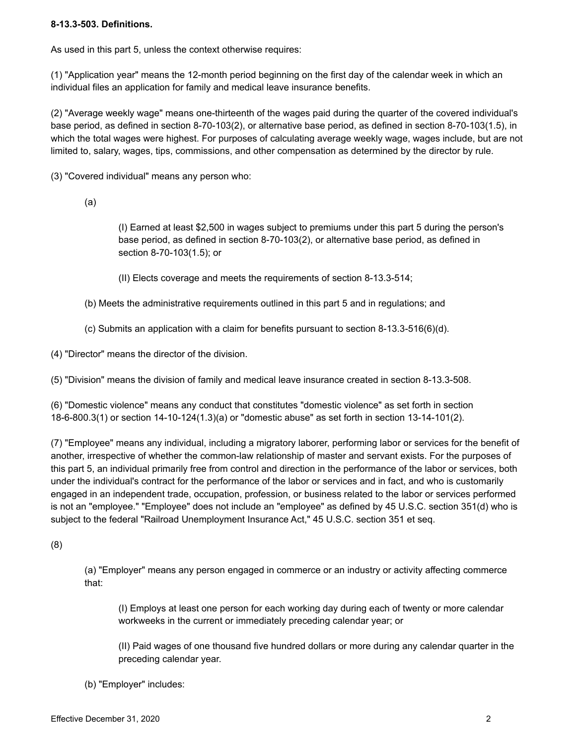**8-13.3-503. Definitions.**

As used in this part 5, unless the context otherwise requires:

(1) "Application year" means the 12-month period beginning on the first day of the calendar week in which an individual files an application for family and medical leave insurance benefits.

(2) "Average weekly wage" means one-thirteenth of the wages paid during the quarter of the covered individual's base period, as defined in section 8-70-103(2), or alternative base period, as defined in section 8-70-103(1.5), in which the total wages were highest. For purposes of calculating average weekly wage, wages include, but are not limited to, salary, wages, tips, commissions, and other compensation as determined by the director by rule.

(3) "Covered individual" means any person who:

(a)

(I) Earned at least $2,500 in wages subject to premiums under this part 5 during the person's base period, as defined in section 8-70-103(2), or alternative base period, as defined in section 8-70-103(1.5); or

(II) Elects coverage and meets the requirements of section 8-13.3-514;

(b) Meets the administrative requirements outlined in this part 5 and in regulations; and

(c) Submits an application with a claim for benefits pursuant to section 8-13.3-516(6)(d).

(4) "Director" means the director of the division.

(5) "Division" means the division of family and medical leave insurance created in section 8-13.3-508.

(6) "Domestic violence" means any conduct that constitutes "domestic violence" as set forth in section 18-6-800.3(1) or section 14-10-124(1.3)(a) or "domestic abuse" as set forth in section 13-14-101(2).

(7) "Employee" means any individual, including a migratory laborer, performing labor or services for the benefit of another, irrespective of whether the common-law relationship of master and servant exists. For the purposes of this part 5, an individual primarily free from control and direction in the performance of the labor or services, both under the individual's contract for the performance of the labor or services and in fact, and who is customarily engaged in an independent trade, occupation, profession, or business related to the labor or services performed is not an "employee." "Employee" does not include an "employee" as defined by 45 U.S.C. section 351(d) who is subject to the federal "Railroad Unemployment Insurance Act," 45 U.S.C. section 351 et seq.

(8)

(a) "Employer" means any person engaged in commerce or an industry or activity affecting commerce that:

(I) Employs at least one person for each working day during each of twenty or more calendar workweeks in the current or immediately preceding calendar year; or

(II) Paid wages of one thousand five hundred dollars or more during any calendar quarter in the preceding calendar year.

(b) "Employer" includes: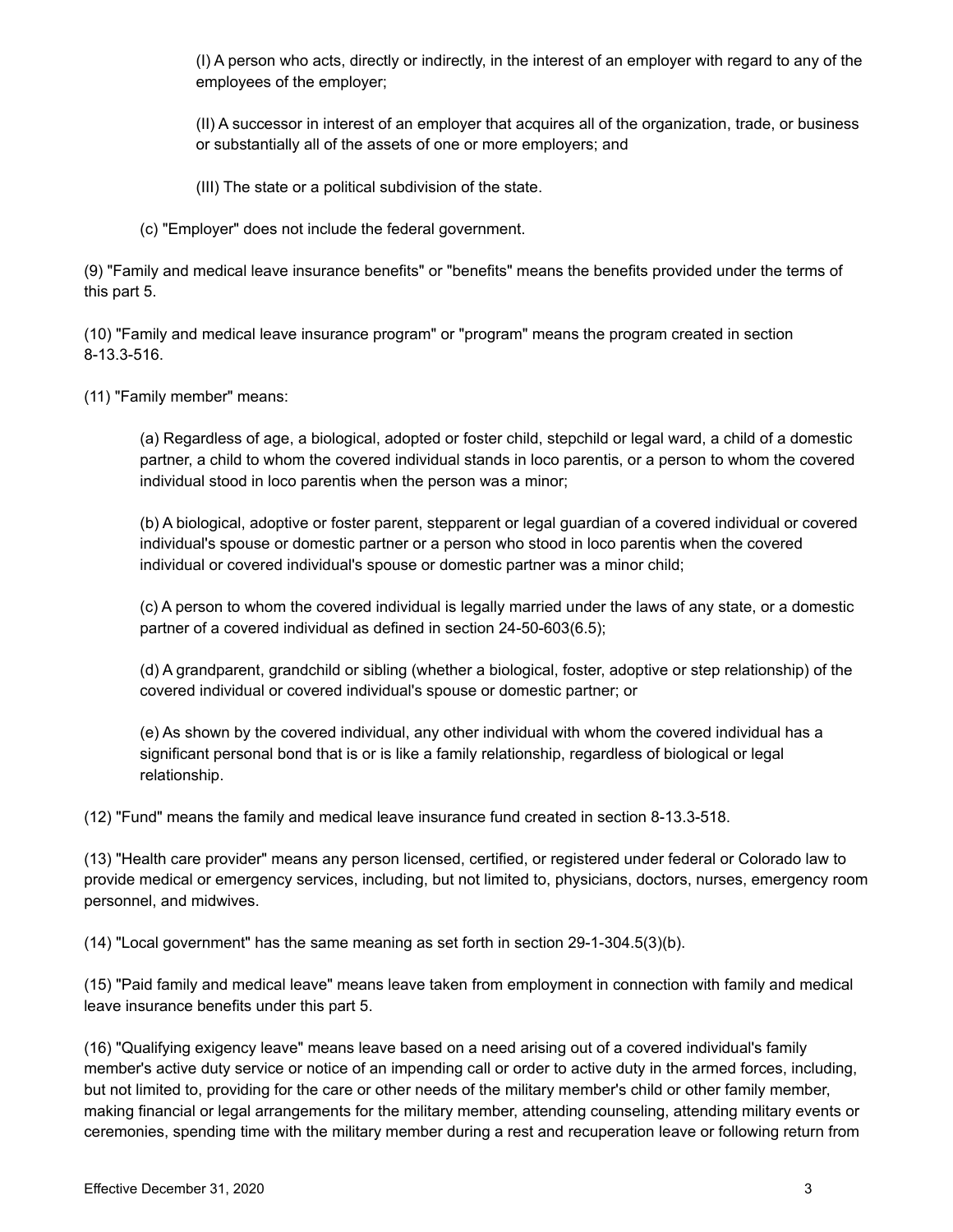(I) A person who acts, directly or indirectly, in the interest of an employer with regard to any of the employees of the employer;

(II) A successor in interest of an employer that acquires all of the organization, trade, or business or substantially all of the assets of one or more employers; and

(III) The state or a political subdivision of the state.

(c) "Employer" does not include the federal government.

(9) "Family and medical leave insurance benefits" or "benefits" means the benefits provided under the terms of this part 5.

(10) "Family and medical leave insurance program" or "program" means the program created in section 8-13.3-516.

(11) "Family member" means:

(a) Regardless of age, a biological, adopted or foster child, stepchild or legal ward, a child of a domestic partner, a child to whom the covered individual stands in loco parentis, or a person to whom the covered individual stood in loco parentis when the person was a minor;

(b) A biological, adoptive or foster parent, stepparent or legal guardian of a covered individual or covered individual's spouse or domestic partner or a person who stood in loco parentis when the covered individual or covered individual's spouse or domestic partner was a minor child;

(c) A person to whom the covered individual is legally married under the laws of any state, or a domestic partner of a covered individual as defined in section 24-50-603(6.5);

(d) A grandparent, grandchild or sibling (whether a biological, foster, adoptive or step relationship) of the covered individual or covered individual's spouse or domestic partner; or

(e) As shown by the covered individual, any other individual with whom the covered individual has a significant personal bond that is or is like a family relationship, regardless of biological or legal relationship.

(12) "Fund" means the family and medical leave insurance fund created in section 8-13.3-518.

(13) "Health care provider" means any person licensed, certified, or registered under federal or Colorado law to provide medical or emergency services, including, but not limited to, physicians, doctors, nurses, emergency room personnel, and midwives.

(14) "Local government" has the same meaning as set forth in section 29-1-304.5(3)(b).

(15) "Paid family and medical leave" means leave taken from employment in connection with family and medical leave insurance benefits under this part 5.

(16) "Qualifying exigency leave" means leave based on a need arising out of a covered individual's family member's active duty service or notice of an impending call or order to active duty in the armed forces, including, but not limited to, providing for the care or other needs of the military member's child or other family member, making financial or legal arrangements for the military member, attending counseling, attending military events or ceremonies, spending time with the military member during a rest and recuperation leave or following return from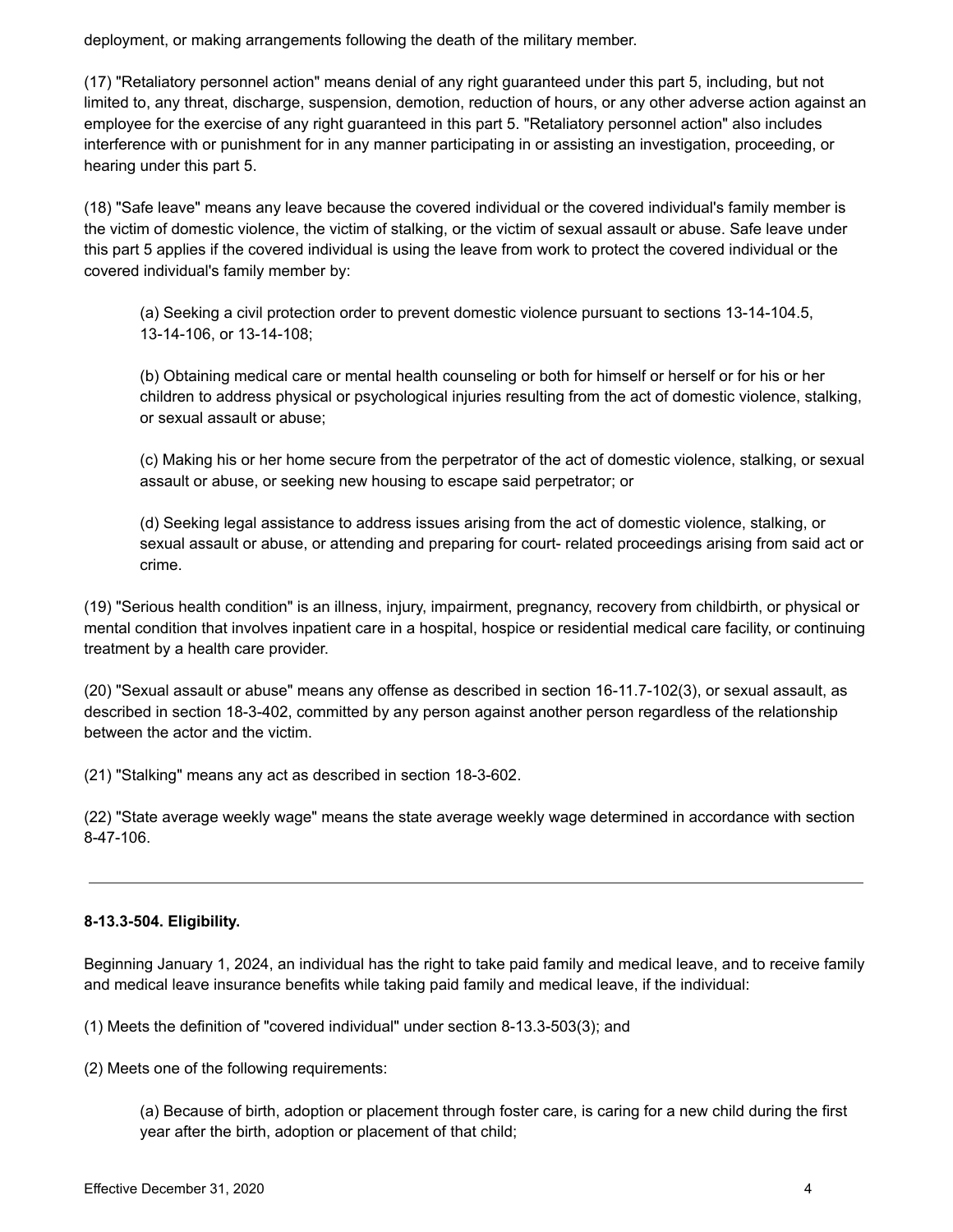deployment, or making arrangements following the death of the military member.

(17) "Retaliatory personnel action" means denial of any right guaranteed under this part 5, including, but not limited to, any threat, discharge, suspension, demotion, reduction of hours, or any other adverse action against an employee for the exercise of any right guaranteed in this part 5. "Retaliatory personnel action" also includes interference with or punishment for in any manner participating in or assisting an investigation, proceeding, or hearing under this part 5.

(18) "Safe leave" means any leave because the covered individual or the covered individual's family member is the victim of domestic violence, the victim of stalking, or the victim of sexual assault or abuse. Safe leave under this part 5 applies if the covered individual is using the leave from work to protect the covered individual or the covered individual's family member by:

> (a) Seeking a civil protection order to prevent domestic violence pursuant to sections 13-14-104.5, 13-14-106, or 13-14-108;
>
> (b) Obtaining medical care or mental health counseling or both for himself or herself or for his or her children to address physical or psychological injuries resulting from the act of domestic violence, stalking, or sexual assault or abuse;
>
> (c) Making his or her home secure from the perpetrator of the act of domestic violence, stalking, or sexual assault or abuse, or seeking new housing to escape said perpetrator; or
>
> (d) Seeking legal assistance to address issues arising from the act of domestic violence, stalking, or sexual assault or abuse, or attending and preparing for court- related proceedings arising from said act or crime.

(19) "Serious health condition" is an illness, injury, impairment, pregnancy, recovery from childbirth, or physical or mental condition that involves inpatient care in a hospital, hospice or residential medical care facility, or continuing treatment by a health care provider.

(20) "Sexual assault or abuse" means any offense as described in section 16-11.7-102(3), or sexual assault, as described in section 18-3-402, committed by any person against another person regardless of the relationship between the actor and the victim.

(21) "Stalking" means any act as described in section 18-3-602.

(22) "State average weekly wage" means the state average weekly wage determined in accordance with section 8-47-106.

---

**8-13.3-504. Eligibility.**

Beginning January 1, 2024, an individual has the right to take paid family and medical leave, and to receive family and medical leave insurance benefits while taking paid family and medical leave, if the individual:

(1) Meets the definition of "covered individual" under section 8-13.3-503(3); and

(2) Meets one of the following requirements:

> (a) Because of birth, adoption or placement through foster care, is caring for a new child during the first year after the birth, adoption or placement of that child;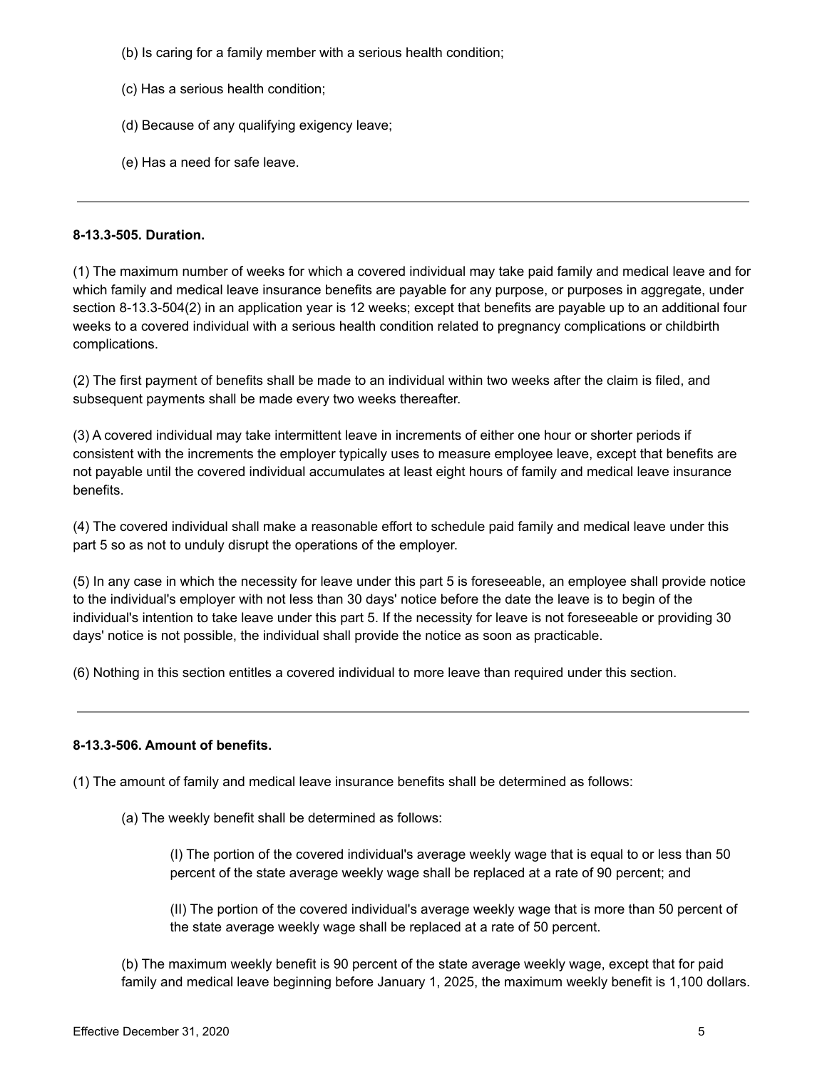(b) Is caring for a family member with a serious health condition;

(c) Has a serious health condition;

(d) Because of any qualifying exigency leave;

(e) Has a need for safe leave.

---

**8-13.3-505. Duration.**

(1) The maximum number of weeks for which a covered individual may take paid family and medical leave and for which family and medical leave insurance benefits are payable for any purpose, or purposes in aggregate, under section 8-13.3-504(2) in an application year is 12 weeks; except that benefits are payable up to an additional four weeks to a covered individual with a serious health condition related to pregnancy complications or childbirth complications.

(2) The first payment of benefits shall be made to an individual within two weeks after the claim is filed, and subsequent payments shall be made every two weeks thereafter.

(3) A covered individual may take intermittent leave in increments of either one hour or shorter periods if consistent with the increments the employer typically uses to measure employee leave, except that benefits are not payable until the covered individual accumulates at least eight hours of family and medical leave insurance benefits.

(4) The covered individual shall make a reasonable effort to schedule paid family and medical leave under this part 5 so as not to unduly disrupt the operations of the employer.

(5) In any case in which the necessity for leave under this part 5 is foreseeable, an employee shall provide notice to the individual's employer with not less than 30 days' notice before the date the leave is to begin of the individual's intention to take leave under this part 5. If the necessity for leave is not foreseeable or providing 30 days' notice is not possible, the individual shall provide the notice as soon as practicable.

(6) Nothing in this section entitles a covered individual to more leave than required under this section.

---

**8-13.3-506. Amount of benefits.**

(1) The amount of family and medical leave insurance benefits shall be determined as follows:

(a) The weekly benefit shall be determined as follows:

(I) The portion of the covered individual's average weekly wage that is equal to or less than 50 percent of the state average weekly wage shall be replaced at a rate of 90 percent; and

(II) The portion of the covered individual's average weekly wage that is more than 50 percent of the state average weekly wage shall be replaced at a rate of 50 percent.

(b) The maximum weekly benefit is 90 percent of the state average weekly wage, except that for paid family and medical leave beginning before January 1, 2025, the maximum weekly benefit is 1,100 dollars.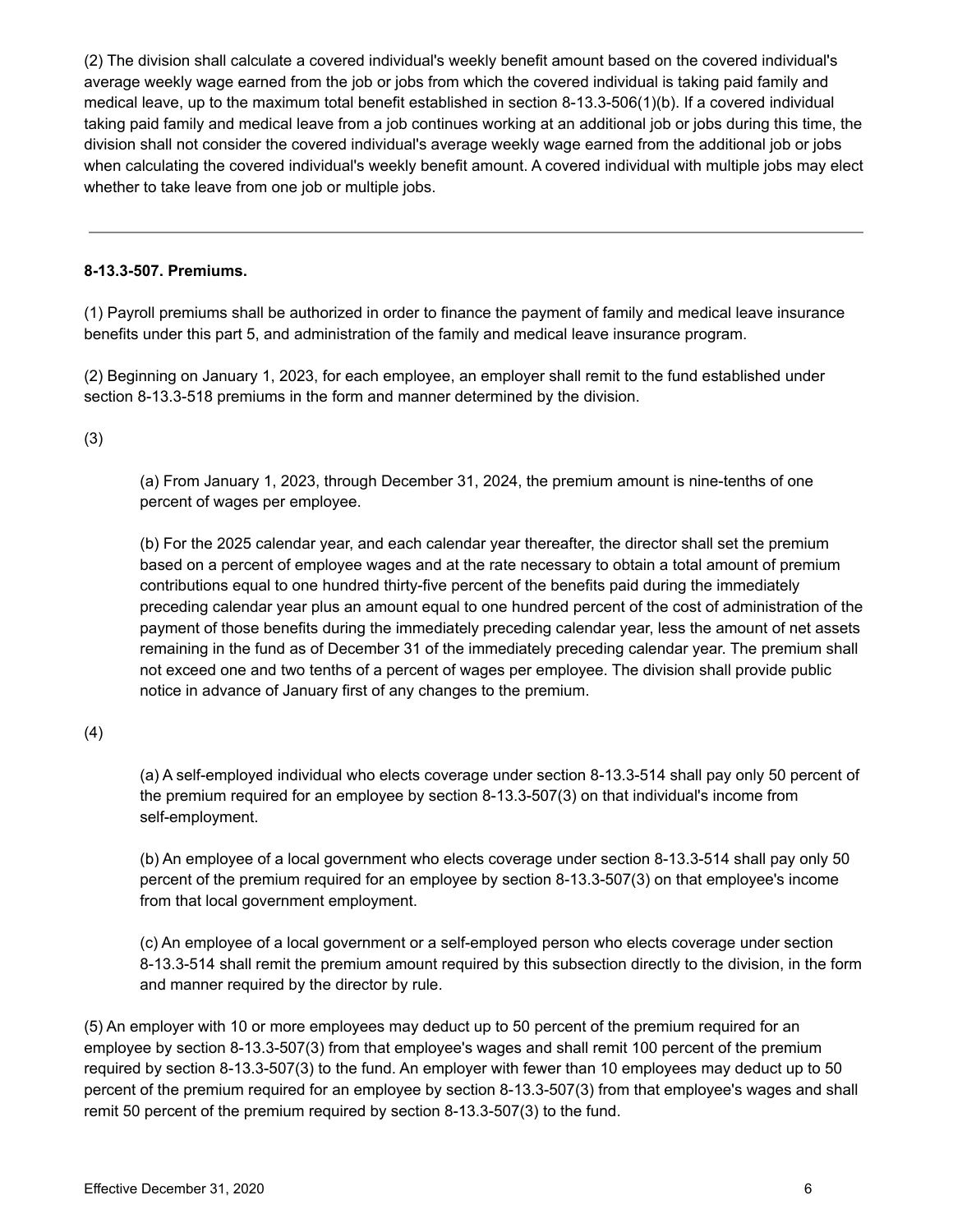(2) The division shall calculate a covered individual's weekly benefit amount based on the covered individual's average weekly wage earned from the job or jobs from which the covered individual is taking paid family and medical leave, up to the maximum total benefit established in section 8-13.3-506(1)(b). If a covered individual taking paid family and medical leave from a job continues working at an additional job or jobs during this time, the division shall not consider the covered individual's average weekly wage earned from the additional job or jobs when calculating the covered individual's weekly benefit amount. A covered individual with multiple jobs may elect whether to take leave from one job or multiple jobs.

---

**8-13.3-507. Premiums.**

(1) Payroll premiums shall be authorized in order to finance the payment of family and medical leave insurance benefits under this part 5, and administration of the family and medical leave insurance program.

(2) Beginning on January 1, 2023, for each employee, an employer shall remit to the fund established under section 8-13.3-518 premiums in the form and manner determined by the division.

(3)

> (a) From January 1, 2023, through December 31, 2024, the premium amount is nine-tenths of one percent of wages per employee.
>
> (b) For the 2025 calendar year, and each calendar year thereafter, the director shall set the premium based on a percent of employee wages and at the rate necessary to obtain a total amount of premium contributions equal to one hundred thirty-five percent of the benefits paid during the immediately preceding calendar year plus an amount equal to one hundred percent of the cost of administration of the payment of those benefits during the immediately preceding calendar year, less the amount of net assets remaining in the fund as of December 31 of the immediately preceding calendar year. The premium shall not exceed one and two tenths of a percent of wages per employee. The division shall provide public notice in advance of January first of any changes to the premium.

(4)

> (a) A self-employed individual who elects coverage under section 8-13.3-514 shall pay only 50 percent of the premium required for an employee by section 8-13.3-507(3) on that individual's income from self-employment.
>
> (b) An employee of a local government who elects coverage under section 8-13.3-514 shall pay only 50 percent of the premium required for an employee by section 8-13.3-507(3) on that employee's income from that local government employment.
>
> (c) An employee of a local government or a self-employed person who elects coverage under section 8-13.3-514 shall remit the premium amount required by this subsection directly to the division, in the form and manner required by the director by rule.

(5) An employer with 10 or more employees may deduct up to 50 percent of the premium required for an employee by section 8-13.3-507(3) from that employee's wages and shall remit 100 percent of the premium required by section 8-13.3-507(3) to the fund. An employer with fewer than 10 employees may deduct up to 50 percent of the premium required for an employee by section 8-13.3-507(3) from that employee's wages and shall remit 50 percent of the premium required by section 8-13.3-507(3) to the fund.

Effective December 31, 2020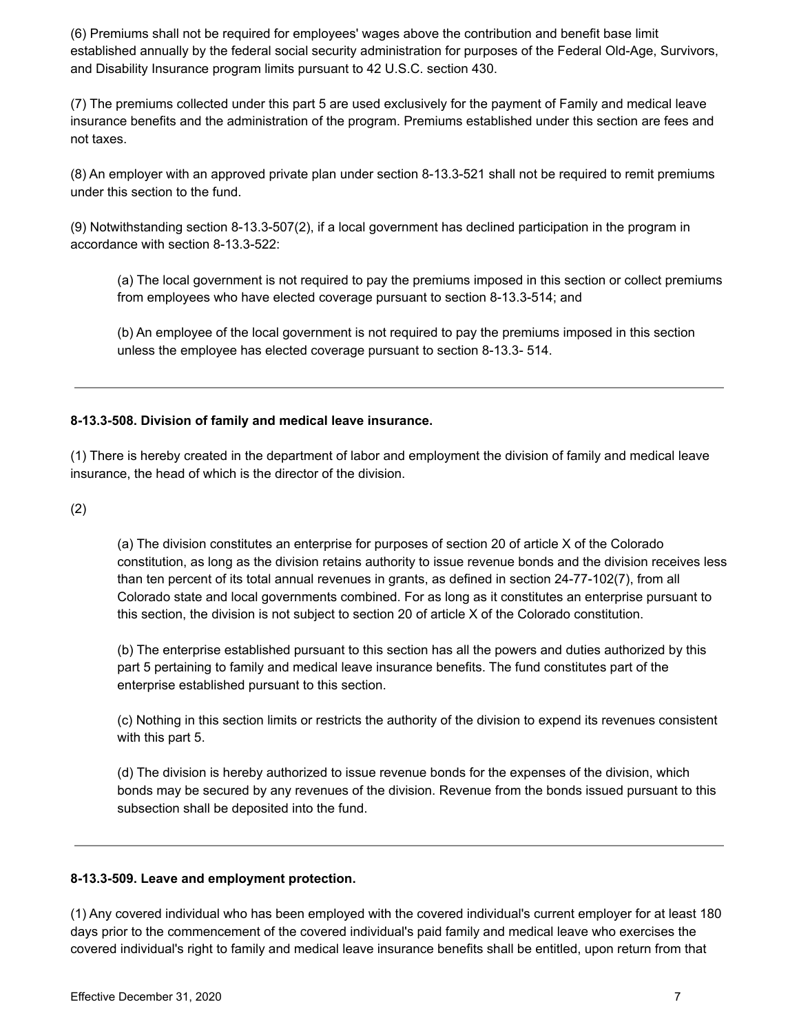(6) Premiums shall not be required for employees' wages above the contribution and benefit base limit established annually by the federal social security administration for purposes of the Federal Old-Age, Survivors, and Disability Insurance program limits pursuant to 42 U.S.C. section 430.

(7) The premiums collected under this part 5 are used exclusively for the payment of Family and medical leave insurance benefits and the administration of the program. Premiums established under this section are fees and not taxes.

(8) An employer with an approved private plan under section 8-13.3-521 shall not be required to remit premiums under this section to the fund.

(9) Notwithstanding section 8-13.3-507(2), if a local government has declined participation in the program in accordance with section 8-13.3-522:

> (a) The local government is not required to pay the premiums imposed in this section or collect premiums from employees who have elected coverage pursuant to section 8-13.3-514; and
>
> (b) An employee of the local government is not required to pay the premiums imposed in this section unless the employee has elected coverage pursuant to section 8-13.3- 514.

---

**8-13.3-508. Division of family and medical leave insurance.**

(1) There is hereby created in the department of labor and employment the division of family and medical leave insurance, the head of which is the director of the division.

(2)

> (a) The division constitutes an enterprise for purposes of section 20 of article X of the Colorado constitution, as long as the division retains authority to issue revenue bonds and the division receives less than ten percent of its total annual revenues in grants, as defined in section 24-77-102(7), from all Colorado state and local governments combined. For as long as it constitutes an enterprise pursuant to this section, the division is not subject to section 20 of article X of the Colorado constitution.
>
> (b) The enterprise established pursuant to this section has all the powers and duties authorized by this part 5 pertaining to family and medical leave insurance benefits. The fund constitutes part of the enterprise established pursuant to this section.
>
> (c) Nothing in this section limits or restricts the authority of the division to expend its revenues consistent with this part 5.
>
> (d) The division is hereby authorized to issue revenue bonds for the expenses of the division, which bonds may be secured by any revenues of the division. Revenue from the bonds issued pursuant to this subsection shall be deposited into the fund.

---

**8-13.3-509. Leave and employment protection.**

(1) Any covered individual who has been employed with the covered individual's current employer for at least 180 days prior to the commencement of the covered individual's paid family and medical leave who exercises the covered individual's right to family and medical leave insurance benefits shall be entitled, upon return from that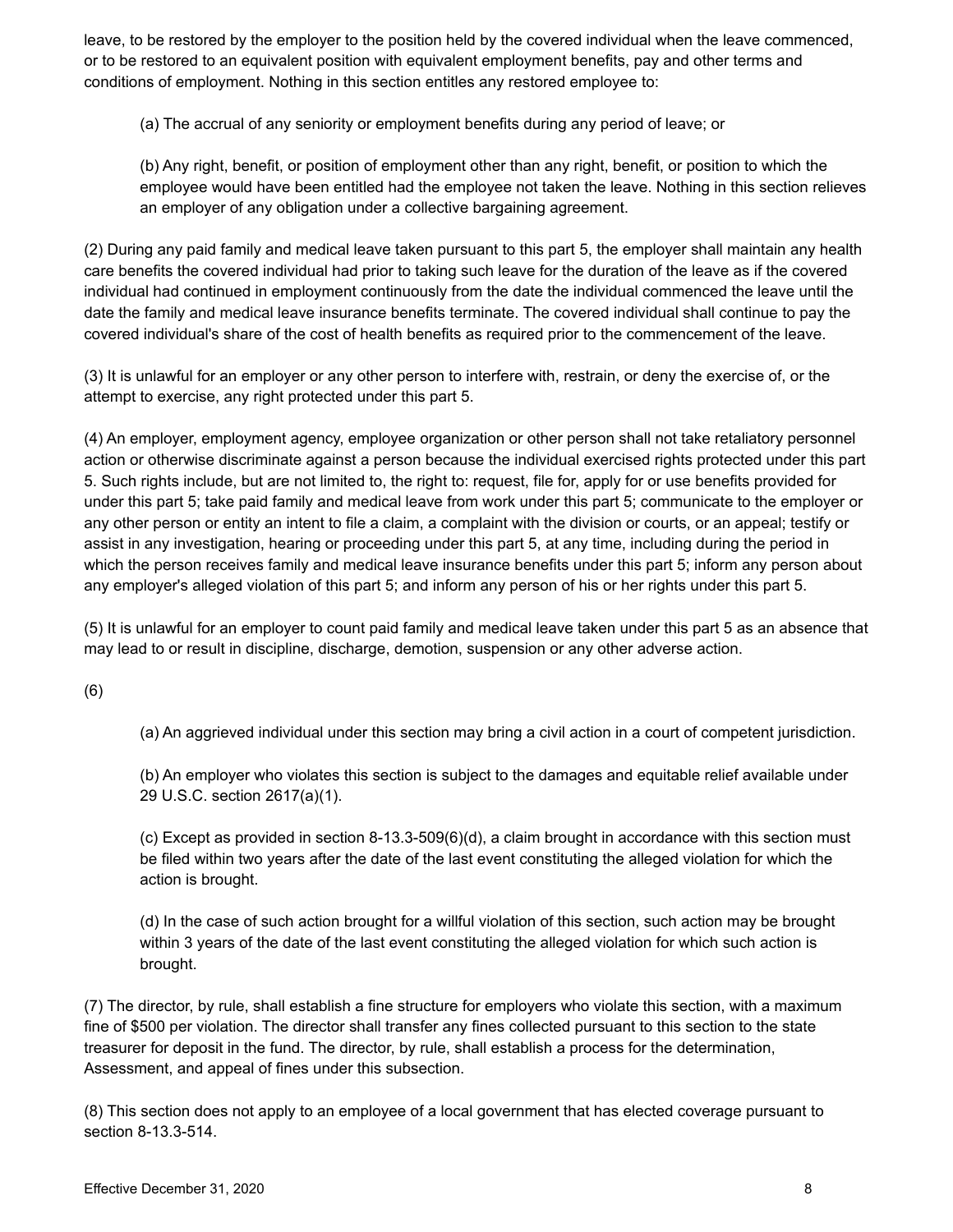leave, to be restored by the employer to the position held by the covered individual when the leave commenced, or to be restored to an equivalent position with equivalent employment benefits, pay and other terms and conditions of employment. Nothing in this section entitles any restored employee to:

(a) The accrual of any seniority or employment benefits during any period of leave; or

(b) Any right, benefit, or position of employment other than any right, benefit, or position to which the employee would have been entitled had the employee not taken the leave. Nothing in this section relieves an employer of any obligation under a collective bargaining agreement.

(2) During any paid family and medical leave taken pursuant to this part 5, the employer shall maintain any health care benefits the covered individual had prior to taking such leave for the duration of the leave as if the covered individual had continued in employment continuously from the date the individual commenced the leave until the date the family and medical leave insurance benefits terminate. The covered individual shall continue to pay the covered individual's share of the cost of health benefits as required prior to the commencement of the leave.

(3) It is unlawful for an employer or any other person to interfere with, restrain, or deny the exercise of, or the attempt to exercise, any right protected under this part 5.

(4) An employer, employment agency, employee organization or other person shall not take retaliatory personnel action or otherwise discriminate against a person because the individual exercised rights protected under this part 5. Such rights include, but are not limited to, the right to: request, file for, apply for or use benefits provided for under this part 5; take paid family and medical leave from work under this part 5; communicate to the employer or any other person or entity an intent to file a claim, a complaint with the division or courts, or an appeal; testify or assist in any investigation, hearing or proceeding under this part 5, at any time, including during the period in which the person receives family and medical leave insurance benefits under this part 5; inform any person about any employer's alleged violation of this part 5; and inform any person of his or her rights under this part 5.

(5) It is unlawful for an employer to count paid family and medical leave taken under this part 5 as an absence that may lead to or result in discipline, discharge, demotion, suspension or any other adverse action.

(6)

(a) An aggrieved individual under this section may bring a civil action in a court of competent jurisdiction.

(b) An employer who violates this section is subject to the damages and equitable relief available under 29 U.S.C. section 2617(a)(1).

(c) Except as provided in section 8-13.3-509(6)(d), a claim brought in accordance with this section must be filed within two years after the date of the last event constituting the alleged violation for which the action is brought.

(d) In the case of such action brought for a willful violation of this section, such action may be brought within 3 years of the date of the last event constituting the alleged violation for which such action is brought.

(7) The director, by rule, shall establish a fine structure for employers who violate this section, with a maximum fine of $500 per violation. The director shall transfer any fines collected pursuant to this section to the state treasurer for deposit in the fund. The director, by rule, shall establish a process for the determination, Assessment, and appeal of fines under this subsection.

(8) This section does not apply to an employee of a local government that has elected coverage pursuant to section 8-13.3-514.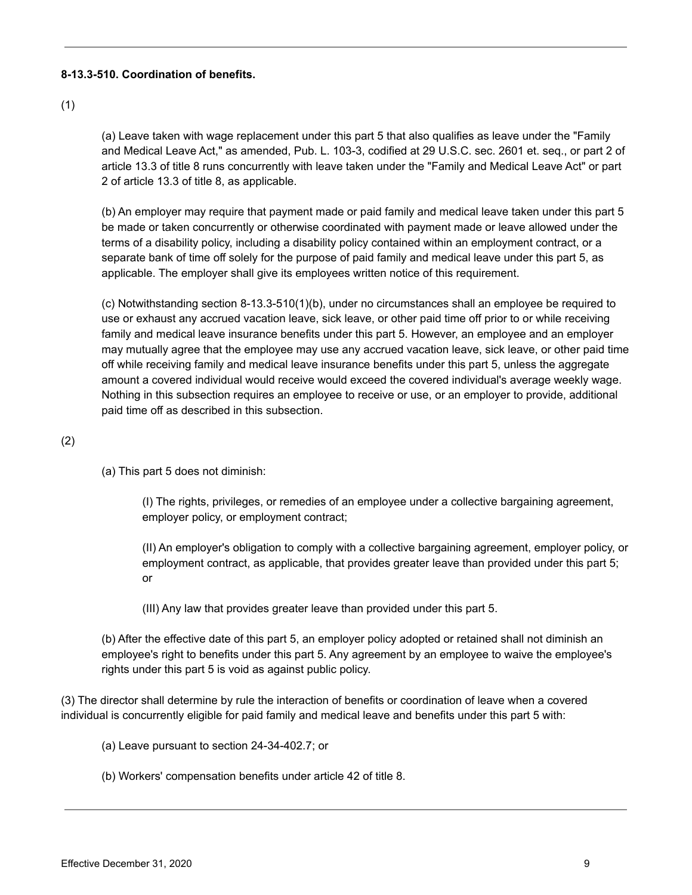**8-13.3-510. Coordination of benefits.**

(1)

(a) Leave taken with wage replacement under this part 5 that also qualifies as leave under the "Family and Medical Leave Act," as amended, Pub. L. 103-3, codified at 29 U.S.C. sec. 2601 et. seq., or part 2 of article 13.3 of title 8 runs concurrently with leave taken under the "Family and Medical Leave Act" or part 2 of article 13.3 of title 8, as applicable.

(b) An employer may require that payment made or paid family and medical leave taken under this part 5 be made or taken concurrently or otherwise coordinated with payment made or leave allowed under the terms of a disability policy, including a disability policy contained within an employment contract, or a separate bank of time off solely for the purpose of paid family and medical leave under this part 5, as applicable. The employer shall give its employees written notice of this requirement.

(c) Notwithstanding section 8-13.3-510(1)(b), under no circumstances shall an employee be required to use or exhaust any accrued vacation leave, sick leave, or other paid time off prior to or while receiving family and medical leave insurance benefits under this part 5. However, an employee and an employer may mutually agree that the employee may use any accrued vacation leave, sick leave, or other paid time off while receiving family and medical leave insurance benefits under this part 5, unless the aggregate amount a covered individual would receive would exceed the covered individual's average weekly wage. Nothing in this subsection requires an employee to receive or use, or an employer to provide, additional paid time off as described in this subsection.

(2)

(a) This part 5 does not diminish:

(I) The rights, privileges, or remedies of an employee under a collective bargaining agreement, employer policy, or employment contract;

(II) An employer's obligation to comply with a collective bargaining agreement, employer policy, or employment contract, as applicable, that provides greater leave than provided under this part 5; or

(III) Any law that provides greater leave than provided under this part 5.

(b) After the effective date of this part 5, an employer policy adopted or retained shall not diminish an employee's right to benefits under this part 5. Any agreement by an employee to waive the employee's rights under this part 5 is void as against public policy.

(3) The director shall determine by rule the interaction of benefits or coordination of leave when a covered individual is concurrently eligible for paid family and medical leave and benefits under this part 5 with:

(a) Leave pursuant to section 24-34-402.7; or

(b) Workers' compensation benefits under article 42 of title 8.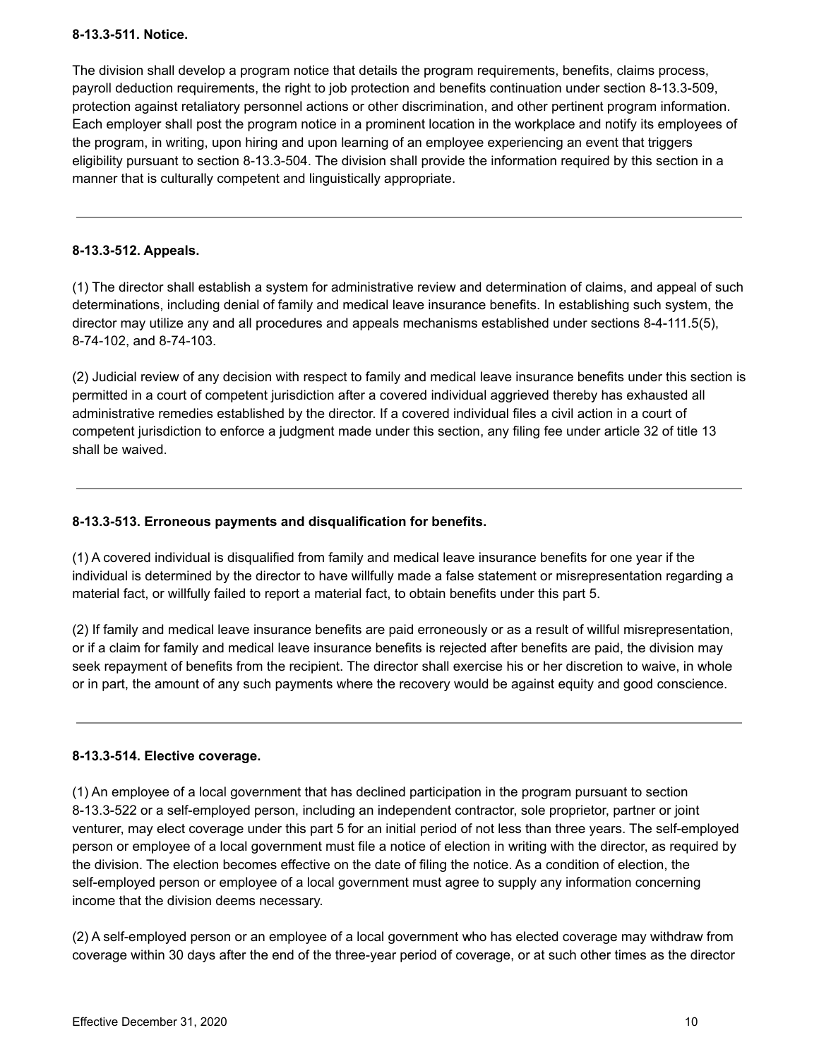**8-13.3-511. Notice.**

The division shall develop a program notice that details the program requirements, benefits, claims process, payroll deduction requirements, the right to job protection and benefits continuation under section 8-13.3-509, protection against retaliatory personnel actions or other discrimination, and other pertinent program information. Each employer shall post the program notice in a prominent location in the workplace and notify its employees of the program, in writing, upon hiring and upon learning of an employee experiencing an event that triggers eligibility pursuant to section 8-13.3-504. The division shall provide the information required by this section in a manner that is culturally competent and linguistically appropriate.

---

**8-13.3-512. Appeals.**

(1) The director shall establish a system for administrative review and determination of claims, and appeal of such determinations, including denial of family and medical leave insurance benefits. In establishing such system, the director may utilize any and all procedures and appeals mechanisms established under sections 8-4-111.5(5), 8-74-102, and 8-74-103.

(2) Judicial review of any decision with respect to family and medical leave insurance benefits under this section is permitted in a court of competent jurisdiction after a covered individual aggrieved thereby has exhausted all administrative remedies established by the director. If a covered individual files a civil action in a court of competent jurisdiction to enforce a judgment made under this section, any filing fee under article 32 of title 13 shall be waived.

---

**8-13.3-513. Erroneous payments and disqualification for benefits.**

(1) A covered individual is disqualified from family and medical leave insurance benefits for one year if the individual is determined by the director to have willfully made a false statement or misrepresentation regarding a material fact, or willfully failed to report a material fact, to obtain benefits under this part 5.

(2) If family and medical leave insurance benefits are paid erroneously or as a result of willful misrepresentation, or if a claim for family and medical leave insurance benefits is rejected after benefits are paid, the division may seek repayment of benefits from the recipient. The director shall exercise his or her discretion to waive, in whole or in part, the amount of any such payments where the recovery would be against equity and good conscience.

---

**8-13.3-514. Elective coverage.**

(1) An employee of a local government that has declined participation in the program pursuant to section 8-13.3-522 or a self-employed person, including an independent contractor, sole proprietor, partner or joint venturer, may elect coverage under this part 5 for an initial period of not less than three years. The self-employed person or employee of a local government must file a notice of election in writing with the director, as required by the division. The election becomes effective on the date of filing the notice. As a condition of election, the self-employed person or employee of a local government must agree to supply any information concerning income that the division deems necessary.

(2) A self-employed person or an employee of a local government who has elected coverage may withdraw from coverage within 30 days after the end of the three-year period of coverage, or at such other times as the director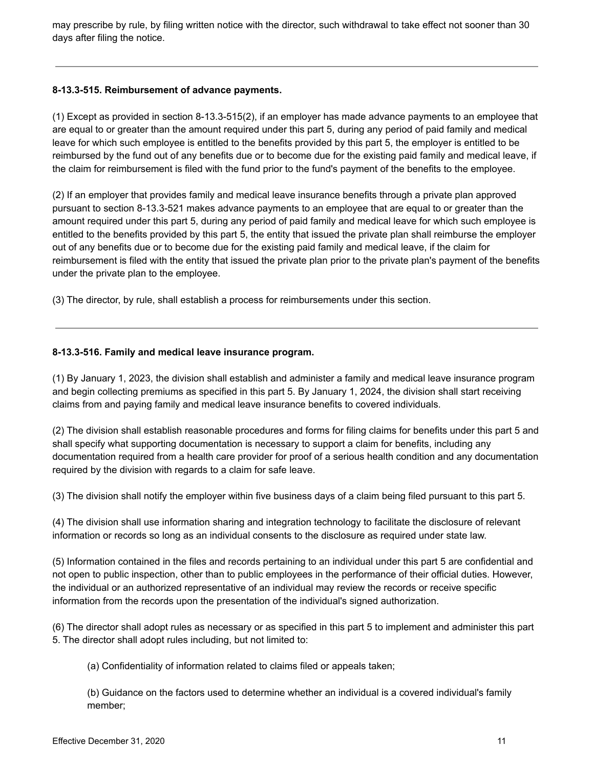may prescribe by rule, by filing written notice with the director, such withdrawal to take effect not sooner than 30 days after filing the notice.

---

**8-13.3-515. Reimbursement of advance payments.**

(1) Except as provided in section 8-13.3-515(2), if an employer has made advance payments to an employee that are equal to or greater than the amount required under this part 5, during any period of paid family and medical leave for which such employee is entitled to the benefits provided by this part 5, the employer is entitled to be reimbursed by the fund out of any benefits due or to become due for the existing paid family and medical leave, if the claim for reimbursement is filed with the fund prior to the fund's payment of the benefits to the employee.

(2) If an employer that provides family and medical leave insurance benefits through a private plan approved pursuant to section 8-13.3-521 makes advance payments to an employee that are equal to or greater than the amount required under this part 5, during any period of paid family and medical leave for which such employee is entitled to the benefits provided by this part 5, the entity that issued the private plan shall reimburse the employer out of any benefits due or to become due for the existing paid family and medical leave, if the claim for reimbursement is filed with the entity that issued the private plan prior to the private plan's payment of the benefits under the private plan to the employee.

(3) The director, by rule, shall establish a process for reimbursements under this section.

---

**8-13.3-516. Family and medical leave insurance program.**

(1) By January 1, 2023, the division shall establish and administer a family and medical leave insurance program and begin collecting premiums as specified in this part 5. By January 1, 2024, the division shall start receiving claims from and paying family and medical leave insurance benefits to covered individuals.

(2) The division shall establish reasonable procedures and forms for filing claims for benefits under this part 5 and shall specify what supporting documentation is necessary to support a claim for benefits, including any documentation required from a health care provider for proof of a serious health condition and any documentation required by the division with regards to a claim for safe leave.

(3) The division shall notify the employer within five business days of a claim being filed pursuant to this part 5.

(4) The division shall use information sharing and integration technology to facilitate the disclosure of relevant information or records so long as an individual consents to the disclosure as required under state law.

(5) Information contained in the files and records pertaining to an individual under this part 5 are confidential and not open to public inspection, other than to public employees in the performance of their official duties. However, the individual or an authorized representative of an individual may review the records or receive specific information from the records upon the presentation of the individual's signed authorization.

(6) The director shall adopt rules as necessary or as specified in this part 5 to implement and administer this part 5. The director shall adopt rules including, but not limited to:

(a) Confidentiality of information related to claims filed or appeals taken;

(b) Guidance on the factors used to determine whether an individual is a covered individual's family member;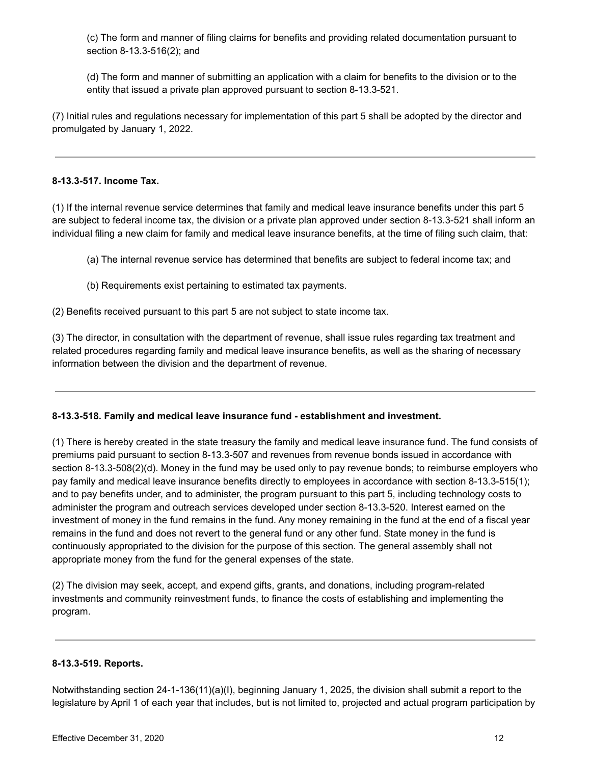(c) The form and manner of filing claims for benefits and providing related documentation pursuant to section 8-13.3-516(2); and

(d) The form and manner of submitting an application with a claim for benefits to the division or to the entity that issued a private plan approved pursuant to section 8-13.3-521.

(7) Initial rules and regulations necessary for implementation of this part 5 shall be adopted by the director and promulgated by January 1, 2022.

---

**8-13.3-517. Income Tax.**

(1) If the internal revenue service determines that family and medical leave insurance benefits under this part 5 are subject to federal income tax, the division or a private plan approved under section 8-13.3-521 shall inform an individual filing a new claim for family and medical leave insurance benefits, at the time of filing such claim, that:

(a) The internal revenue service has determined that benefits are subject to federal income tax; and

(b) Requirements exist pertaining to estimated tax payments.

(2) Benefits received pursuant to this part 5 are not subject to state income tax.

(3) The director, in consultation with the department of revenue, shall issue rules regarding tax treatment and related procedures regarding family and medical leave insurance benefits, as well as the sharing of necessary information between the division and the department of revenue.

---

**8-13.3-518. Family and medical leave insurance fund - establishment and investment.**

(1) There is hereby created in the state treasury the family and medical leave insurance fund. The fund consists of premiums paid pursuant to section 8-13.3-507 and revenues from revenue bonds issued in accordance with section 8-13.3-508(2)(d). Money in the fund may be used only to pay revenue bonds; to reimburse employers who pay family and medical leave insurance benefits directly to employees in accordance with section 8-13.3-515(1); and to pay benefits under, and to administer, the program pursuant to this part 5, including technology costs to administer the program and outreach services developed under section 8-13.3-520. Interest earned on the investment of money in the fund remains in the fund. Any money remaining in the fund at the end of a fiscal year remains in the fund and does not revert to the general fund or any other fund. State money in the fund is continuously appropriated to the division for the purpose of this section. The general assembly shall not appropriate money from the fund for the general expenses of the state.

(2) The division may seek, accept, and expend gifts, grants, and donations, including program-related investments and community reinvestment funds, to finance the costs of establishing and implementing the program.

---

**8-13.3-519. Reports.**

Notwithstanding section 24-1-136(11)(a)(I), beginning January 1, 2025, the division shall submit a report to the legislature by April 1 of each year that includes, but is not limited to, projected and actual program participation by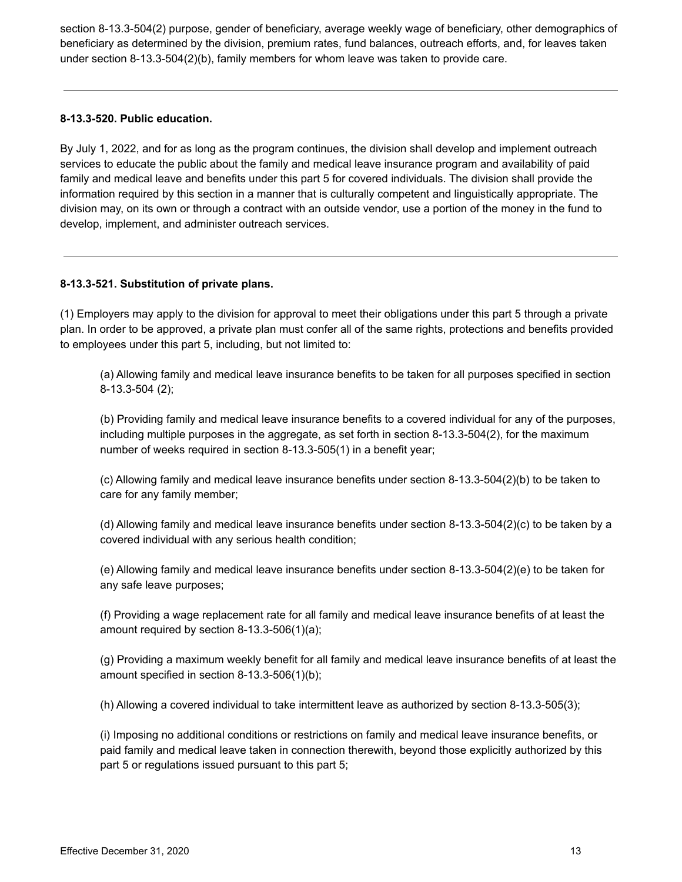section 8-13.3-504(2) purpose, gender of beneficiary, average weekly wage of beneficiary, other demographics of beneficiary as determined by the division, premium rates, fund balances, outreach efforts, and, for leaves taken under section 8-13.3-504(2)(b), family members for whom leave was taken to provide care.

---

**8-13.3-520. Public education.**

By July 1, 2022, and for as long as the program continues, the division shall develop and implement outreach services to educate the public about the family and medical leave insurance program and availability of paid family and medical leave and benefits under this part 5 for covered individuals. The division shall provide the information required by this section in a manner that is culturally competent and linguistically appropriate. The division may, on its own or through a contract with an outside vendor, use a portion of the money in the fund to develop, implement, and administer outreach services.

---

**8-13.3-521. Substitution of private plans.**

(1) Employers may apply to the division for approval to meet their obligations under this part 5 through a private plan. In order to be approved, a private plan must confer all of the same rights, protections and benefits provided to employees under this part 5, including, but not limited to:

> (a) Allowing family and medical leave insurance benefits to be taken for all purposes specified in section 8-13.3-504 (2);
>
> (b) Providing family and medical leave insurance benefits to a covered individual for any of the purposes, including multiple purposes in the aggregate, as set forth in section 8-13.3-504(2), for the maximum number of weeks required in section 8-13.3-505(1) in a benefit year;
>
> (c) Allowing family and medical leave insurance benefits under section 8-13.3-504(2)(b) to be taken to care for any family member;
>
> (d) Allowing family and medical leave insurance benefits under section 8-13.3-504(2)(c) to be taken by a covered individual with any serious health condition;
>
> (e) Allowing family and medical leave insurance benefits under section 8-13.3-504(2)(e) to be taken for any safe leave purposes;
>
> (f) Providing a wage replacement rate for all family and medical leave insurance benefits of at least the amount required by section 8-13.3-506(1)(a);
>
> (g) Providing a maximum weekly benefit for all family and medical leave insurance benefits of at least the amount specified in section 8-13.3-506(1)(b);
>
> (h) Allowing a covered individual to take intermittent leave as authorized by section 8-13.3-505(3);
>
> (i) Imposing no additional conditions or restrictions on family and medical leave insurance benefits, or paid family and medical leave taken in connection therewith, beyond those explicitly authorized by this part 5 or regulations issued pursuant to this part 5;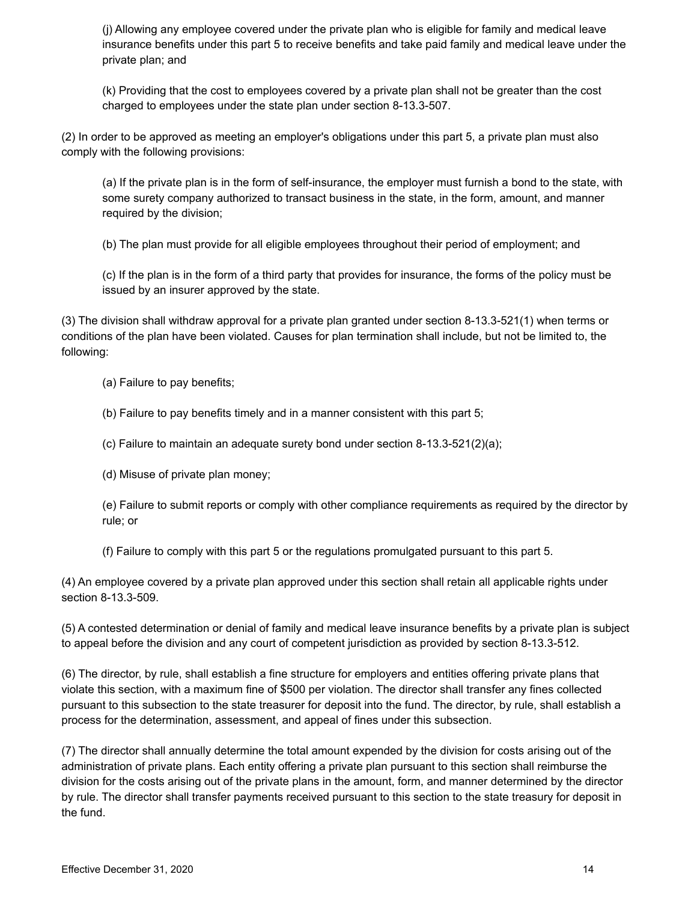(j) Allowing any employee covered under the private plan who is eligible for family and medical leave insurance benefits under this part 5 to receive benefits and take paid family and medical leave under the private plan; and

(k) Providing that the cost to employees covered by a private plan shall not be greater than the cost charged to employees under the state plan under section 8-13.3-507.

(2) In order to be approved as meeting an employer's obligations under this part 5, a private plan must also comply with the following provisions:

(a) If the private plan is in the form of self-insurance, the employer must furnish a bond to the state, with some surety company authorized to transact business in the state, in the form, amount, and manner required by the division;

(b) The plan must provide for all eligible employees throughout their period of employment; and

(c) If the plan is in the form of a third party that provides for insurance, the forms of the policy must be issued by an insurer approved by the state.

(3) The division shall withdraw approval for a private plan granted under section 8-13.3-521(1) when terms or conditions of the plan have been violated. Causes for plan termination shall include, but not be limited to, the following:

(a) Failure to pay benefits;

(b) Failure to pay benefits timely and in a manner consistent with this part 5;

(c) Failure to maintain an adequate surety bond under section 8-13.3-521(2)(a);

(d) Misuse of private plan money;

(e) Failure to submit reports or comply with other compliance requirements as required by the director by rule; or

(f) Failure to comply with this part 5 or the regulations promulgated pursuant to this part 5.

(4) An employee covered by a private plan approved under this section shall retain all applicable rights under section 8-13.3-509.

(5) A contested determination or denial of family and medical leave insurance benefits by a private plan is subject to appeal before the division and any court of competent jurisdiction as provided by section 8-13.3-512.

(6) The director, by rule, shall establish a fine structure for employers and entities offering private plans that violate this section, with a maximum fine of $500 per violation. The director shall transfer any fines collected pursuant to this subsection to the state treasurer for deposit into the fund. The director, by rule, shall establish a process for the determination, assessment, and appeal of fines under this subsection.

(7) The director shall annually determine the total amount expended by the division for costs arising out of the administration of private plans. Each entity offering a private plan pursuant to this section shall reimburse the division for the costs arising out of the private plans in the amount, form, and manner determined by the director by rule. The director shall transfer payments received pursuant to this section to the state treasury for deposit in the fund.

Effective December 31, 2020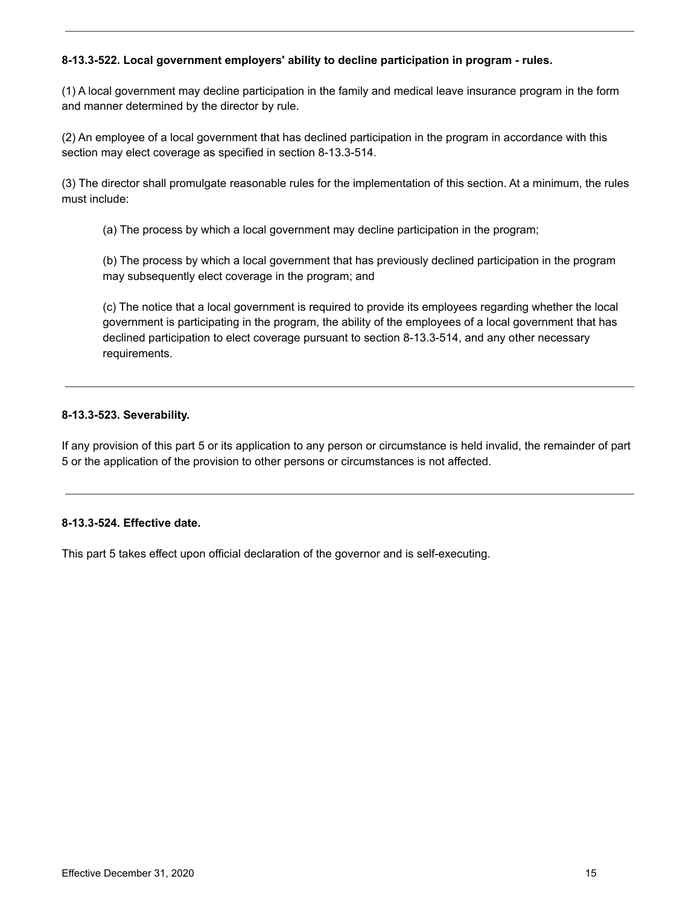#### 8-13.3-522. Local government employers' ability to decline participation in program - rules.

(1) A local government may decline participation in the family and medical leave insurance program in the form and manner determined by the director by rule.

(2) An employee of a local government that has declined participation in the program in accordance with this section may elect coverage as specified in section 8-13.3-514.

(3) The director shall promulgate reasonable rules for the implementation of this section. At a minimum, the rules must include:

> (a) The process by which a local government may decline participation in the program;
>
> (b) The process by which a local government that has previously declined participation in the program may subsequently elect coverage in the program; and
>
> (c) The notice that a local government is required to provide its employees regarding whether the local government is participating in the program, the ability of the employees of a local government that has declined participation to elect coverage pursuant to section 8-13.3-514, and any other necessary requirements.

---

#### 8-13.3-523. Severability.

If any provision of this part 5 or its application to any person or circumstance is held invalid, the remainder of part 5 or the application of the provision to other persons or circumstances is not affected.

---

#### 8-13.3-524. Effective date.

This part 5 takes effect upon official declaration of the governor and is self-executing.